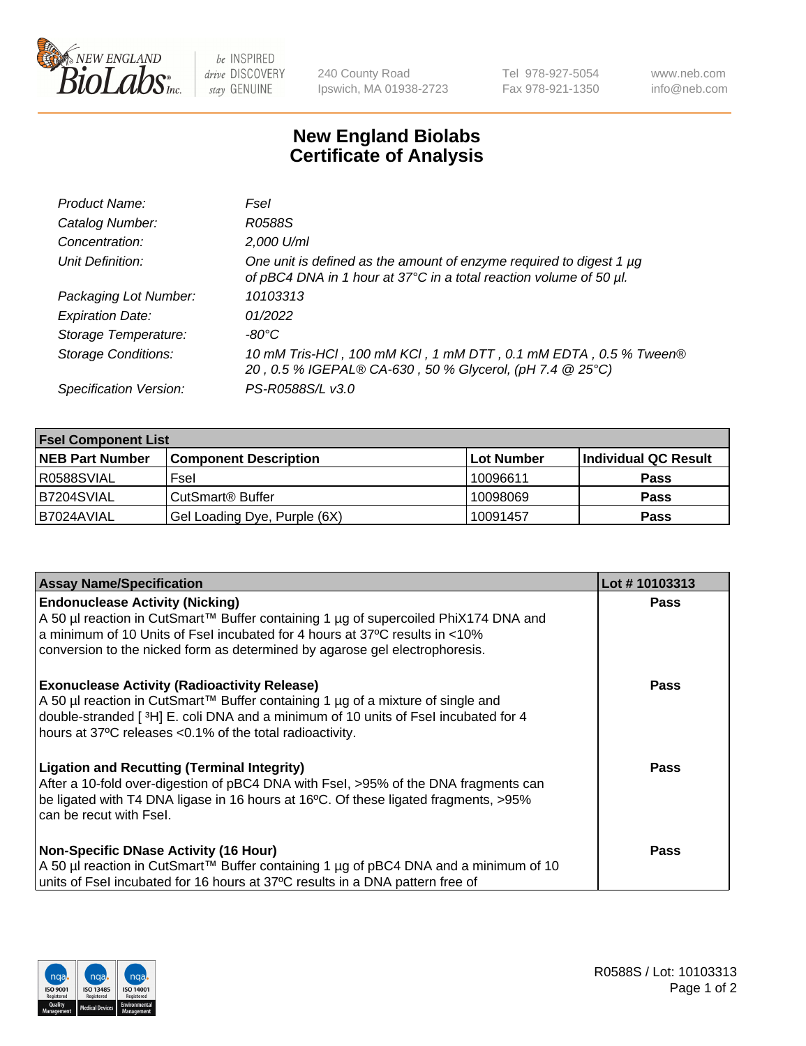# New England Biolabs
# Certificate of Analysis

| | |
|---|---|
| *Product Name:* | *FseI* |
| *Catalog Number:* | *R0588S* |
| *Concentration:* | *2,000 U/ml* |
| *Unit Definition:* | *One unit is defined as the amount of enzyme required to digest 1 µg of pBC4 DNA in 1 hour at 37°C in a total reaction volume of 50 µl.* |
| *Packaging Lot Number:* | *10103313* |
| *Expiration Date:* | *01/2022* |
| *Storage Temperature:* | *-80°C* |
| *Storage Conditions:* | *10 mM Tris-HCl , 100 mM KCl , 1 mM DTT , 0.1 mM EDTA , 0.5 % Tween® 20 , 0.5 % IGEPAL® CA-630 , 50 % Glycerol, (pH 7.4 @ 25°C)* |
| *Specification Version:* | *PS-R0588S/L v3.0* |

| **FseI Component List** | | | |
|---|---|---|---|
| **NEB Part Number** | **Component Description** | **Lot Number** | **Individual QC Result** |
| R0588SVIAL | FseI | 10096611 | **Pass** |
| B7204SVIAL | CutSmart® Buffer | 10098069 | **Pass** |
| B7024AVIAL | Gel Loading Dye, Purple (6X) | 10091457 | **Pass** |

| **Assay Name/Specification** | **Lot # 10103313** |
|---|---|
| **Endonuclease Activity (Nicking)** A 50 µl reaction in CutSmart™ Buffer containing 1 µg of supercoiled PhiX174 DNA and a minimum of 10 Units of FseI incubated for 4 hours at 37ºC results in <10% conversion to the nicked form as determined by agarose gel electrophoresis. | **Pass** |
| **Exonuclease Activity (Radioactivity Release)** A 50 µl reaction in CutSmart™ Buffer containing 1 µg of a mixture of single and double-stranded [ $^3$H] E. coli DNA and a minimum of 10 units of FseI incubated for 4 hours at 37ºC releases <0.1% of the total radioactivity. | **Pass** |
| **Ligation and Recutting (Terminal Integrity)** After a 10-fold over-digestion of pBC4 DNA with FseI, >95% of the DNA fragments can be ligated with T4 DNA ligase in 16 hours at 16ºC. Of these ligated fragments, >95% can be recut with FseI. | **Pass** |
| **Non-Specific DNase Activity (16 Hour)** A 50 µl reaction in CutSmart™ Buffer containing 1 µg of pBC4 DNA and a minimum of 10 units of FseI incubated for 16 hours at 37ºC results in a DNA pattern free of | **Pass** |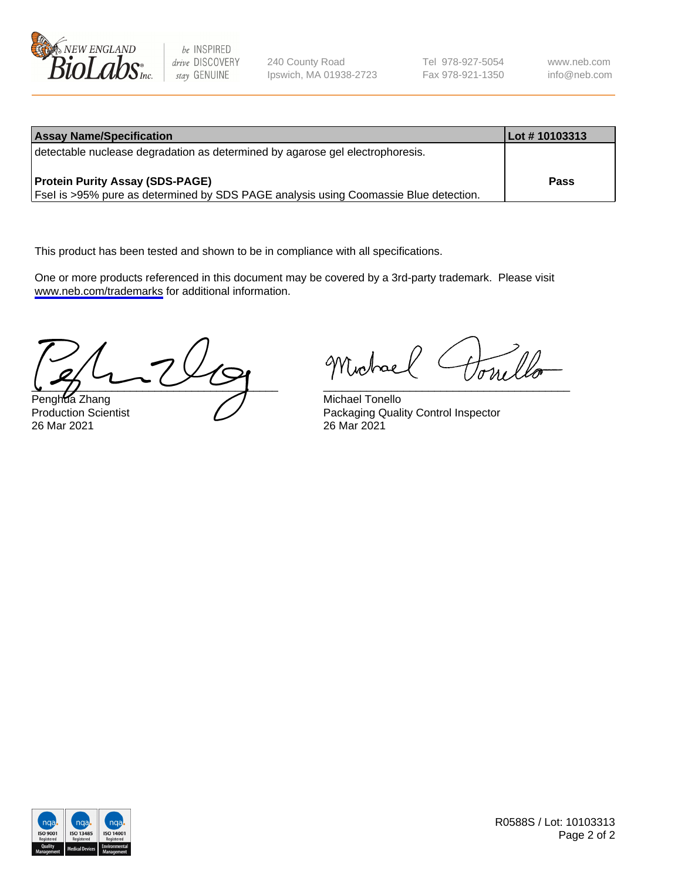| Assay Name/Specification | Lot # 10103313 |
| --- | --- |
| detectable nuclease degradation as determined by agarose gel electrophoresis. | |
| **Protein Purity Assay (SDS-PAGE)**<br>FseI is >95% pure as determined by SDS PAGE analysis using Coomassie Blue detection. | **Pass** |

This product has been tested and shown to be in compliance with all specifications.

One or more products referenced in this document may be covered by a 3rd-party trademark. Please visit www.neb.com/trademarks for additional information.

Penghua Zhang
Production Scientist
26 Mar 2021

Michael Tonello
Packaging Quality Control Inspector
26 Mar 2021

R0588S / Lot: 10103313